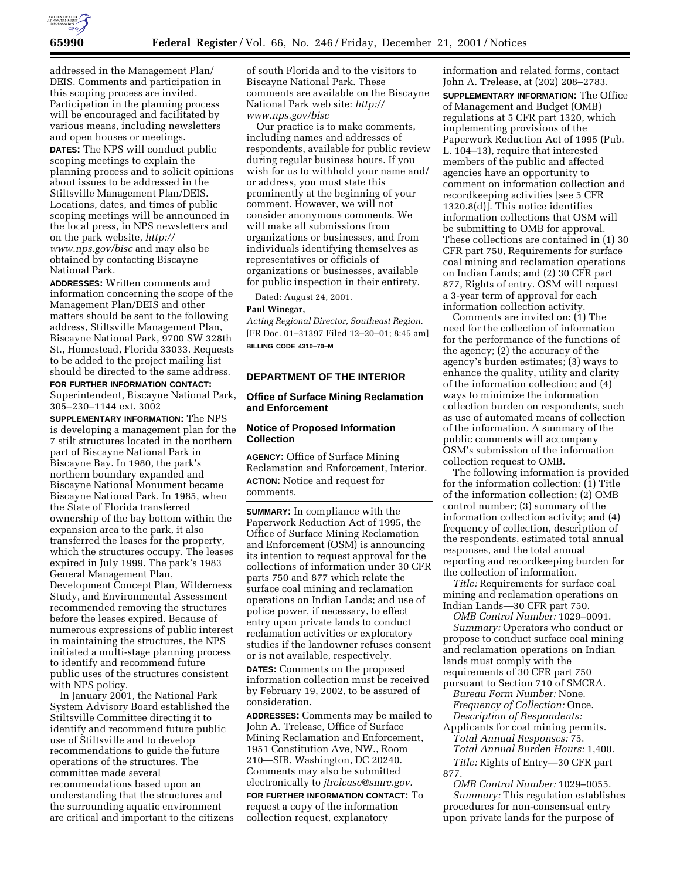addressed in the Management Plan/DEIS. Comments and participation in this scoping process are invited. Participation in the planning process will be encouraged and facilitated by various means, including newsletters and open houses or meetings.

**DATES:** The NPS will conduct public scoping meetings to explain the planning process and to solicit opinions about issues to be addressed in the Stiltsville Management Plan/DEIS. Locations, dates, and times of public scoping meetings will be announced in the local press, in NPS newsletters and on the park website, *http://www.nps.gov/bisc* and may also be obtained by contacting Biscayne National Park.

**ADDRESSES:** Written comments and information concerning the scope of the Management Plan/DEIS and other matters should be sent to the following address, Stiltsville Management Plan, Biscayne National Park, 9700 SW 328th St., Homestead, Florida 33033. Requests to be added to the project mailing list should be directed to the same address.

**FOR FURTHER INFORMATION CONTACT:** Superintendent, Biscayne National Park, 305–230–1144 ext. 3002

**SUPPLEMENTARY INFORMATION:** The NPS is developing a management plan for the 7 stilt structures located in the northern part of Biscayne National Park in Biscayne Bay. In 1980, the park's northern boundary expanded and Biscayne National Monument became Biscayne National Park. In 1985, when the State of Florida transferred ownership of the bay bottom within the expansion area to the park, it also transferred the leases for the property, which the structures occupy. The leases expired in July 1999. The park's 1983 General Management Plan, Development Concept Plan, Wilderness Study, and Environmental Assessment recommended removing the structures before the leases expired. Because of numerous expressions of public interest in maintaining the structures, the NPS initiated a multi-stage planning process to identify and recommend future public uses of the structures consistent with NPS policy.

In January 2001, the National Park System Advisory Board established the Stiltsville Committee directing it to identify and recommend future public use of Stiltsville and to develop recommendations to guide the future operations of the structures. The committee made several recommendations based upon an understanding that the structures and the surrounding aquatic environment are critical and important to the citizens of south Florida and to the visitors to Biscayne National Park. These comments are available on the Biscayne National Park web site: *http://www.nps.gov/bisc*

Our practice is to make comments, including names and addresses of respondents, available for public review during regular business hours. If you wish for us to withhold your name and/or address, you must state this prominently at the beginning of your comment. However, we will not consider anonymous comments. We will make all submissions from organizations or businesses, and from individuals identifying themselves as representatives or officials of organizations or businesses, available for public inspection in their entirety.

Dated: August 24, 2001.

**Paul Winegar,**

*Acting Regional Director, Southeast Region.*

[FR Doc. 01–31397 Filed 12–20–01; 8:45 am]

**BILLING CODE 4310–70–M**

## DEPARTMENT OF THE INTERIOR

### Office of Surface Mining Reclamation and Enforcement

### Notice of Proposed Information Collection

**AGENCY:** Office of Surface Mining Reclamation and Enforcement, Interior.

**ACTION:** Notice and request for comments.

**SUMMARY:** In compliance with the Paperwork Reduction Act of 1995, the Office of Surface Mining Reclamation and Enforcement (OSM) is announcing its intention to request approval for the collections of information under 30 CFR parts 750 and 877 which relate the surface coal mining and reclamation operations on Indian Lands; and use of police power, if necessary, to effect entry upon private lands to conduct reclamation activities or exploratory studies if the landowner refuses consent or is not available, respectively.

**DATES:** Comments on the proposed information collection must be received by February 19, 2002, to be assured of consideration.

**ADDRESSES:** Comments may be mailed to John A. Trelease, Office of Surface Mining Reclamation and Enforcement, 1951 Constitution Ave, NW., Room 210—SIB, Washington, DC 20240. Comments may also be submitted electronically to *jtrelease@smre.gov.*

**FOR FURTHER INFORMATION CONTACT:** To request a copy of the information collection request, explanatory information and related forms, contact John A. Trelease, at (202) 208–2783.

**SUPPLEMENTARY INFORMATION:** The Office of Management and Budget (OMB) regulations at 5 CFR part 1320, which implementing provisions of the Paperwork Reduction Act of 1995 (Pub. L. 104–13), require that interested members of the public and affected agencies have an opportunity to comment on information collection and recordkeeping activities [see 5 CFR 1320.8(d)]. This notice identifies information collections that OSM will be submitting to OMB for approval. These collections are contained in (1) 30 CFR part 750, Requirements for surface coal mining and reclamation operations on Indian Lands; and (2) 30 CFR part 877, Rights of entry. OSM will request a 3-year term of approval for each information collection activity.

Comments are invited on: (1) The need for the collection of information for the performance of the functions of the agency; (2) the accuracy of the agency's burden estimates; (3) ways to enhance the quality, utility and clarity of the information collection; and (4) ways to minimize the information collection burden on respondents, such as use of automated means of collection of the information. A summary of the public comments will accompany OSM's submission of the information collection request to OMB.

The following information is provided for the information collection: (1) Title of the information collection; (2) OMB control number; (3) summary of the information collection activity; and (4) frequency of collection, description of the respondents, estimated total annual responses, and the total annual reporting and recordkeeping burden for the collection of information.

*Title:* Requirements for surface coal mining and reclamation operations on Indian Lands—30 CFR part 750.

*OMB Control Number:* 1029–0091.

*Summary:* Operators who conduct or propose to conduct surface coal mining and reclamation operations on Indian lands must comply with the requirements of 30 CFR part 750 pursuant to Section 710 of SMCRA.

*Bureau Form Number:* None.

*Frequency of Collection:* Once.

*Description of Respondents:* Applicants for coal mining permits.

*Total Annual Responses:* 75.

*Total Annual Burden Hours:* 1,400.

*Title:* Rights of Entry—30 CFR part 877.

*OMB Control Number:* 1029–0055.

*Summary:* This regulation establishes procedures for non-consensual entry upon private lands for the purpose of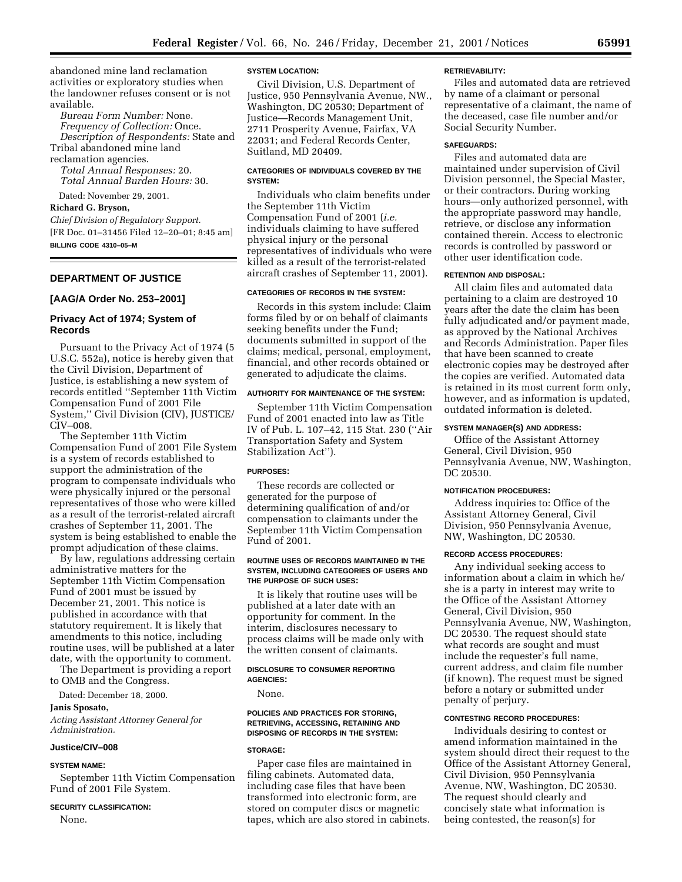abandoned mine land reclamation activities or exploratory studies when the landowner refuses consent or is not available.

*Bureau Form Number:* None.

*Frequency of Collection:* Once.

*Description of Respondents:* State and Tribal abandoned mine land reclamation agencies.

*Total Annual Responses:* 20.

*Total Annual Burden Hours:* 30.

Dated: November 29, 2001.

**Richard G. Bryson,**

*Chief Division of Regulatory Support.*

[FR Doc. 01–31456 Filed 12–20–01; 8:45 am]

**BILLING CODE 4310–05–M**

## DEPARTMENT OF JUSTICE

### [AAG/A Order No. 253–2001]

### Privacy Act of 1974; System of Records

Pursuant to the Privacy Act of 1974 (5 U.S.C. 552a), notice is hereby given that the Civil Division, Department of Justice, is establishing a new system of records entitled ''September 11th Victim Compensation Fund of 2001 File System,'' Civil Division (CIV), JUSTICE/CIV–008.

The September 11th Victim Compensation Fund of 2001 File System is a system of records established to support the administration of the program to compensate individuals who were physically injured or the personal representatives of those who were killed as a result of the terrorist-related aircraft crashes of September 11, 2001. The system is being established to enable the prompt adjudication of these claims.

By law, regulations addressing certain administrative matters for the September 11th Victim Compensation Fund of 2001 must be issued by December 21, 2001. This notice is published in accordance with that statutory requirement. It is likely that amendments to this notice, including routine uses, will be published at a later date, with the opportunity to comment.

The Department is providing a report to OMB and the Congress.

Dated: December 18, 2000.

**Janis Sposato,**

*Acting Assistant Attorney General for Administration.*

#### Justice/CIV–008

**SYSTEM NAME:**

September 11th Victim Compensation Fund of 2001 File System.

**SECURITY CLASSIFICATION:**

None.

**SYSTEM LOCATION:**

Civil Division, U.S. Department of Justice, 950 Pennsylvania Avenue, NW., Washington, DC 20530; Department of Justice—Records Management Unit, 2711 Prosperity Avenue, Fairfax, VA 22031; and Federal Records Center, Suitland, MD 20409.

**CATEGORIES OF INDIVIDUALS COVERED BY THE SYSTEM:**

Individuals who claim benefits under the September 11th Victim Compensation Fund of 2001 (*i.e.* individuals claiming to have suffered physical injury or the personal representatives of individuals who were killed as a result of the terrorist-related aircraft crashes of September 11, 2001).

**CATEGORIES OF RECORDS IN THE SYSTEM:**

Records in this system include: Claim forms filed by or on behalf of claimants seeking benefits under the Fund; documents submitted in support of the claims; medical, personal, employment, financial, and other records obtained or generated to adjudicate the claims.

**AUTHORITY FOR MAINTENANCE OF THE SYSTEM:**

September 11th Victim Compensation Fund of 2001 enacted into law as Title IV of Pub. L. 107–42, 115 Stat. 230 (''Air Transportation Safety and System Stabilization Act'').

**PURPOSES:**

These records are collected or generated for the purpose of determining qualification of and/or compensation to claimants under the September 11th Victim Compensation Fund of 2001.

**ROUTINE USES OF RECORDS MAINTAINED IN THE SYSTEM, INCLUDING CATEGORIES OF USERS AND THE PURPOSE OF SUCH USES:**

It is likely that routine uses will be published at a later date with an opportunity for comment. In the interim, disclosures necessary to process claims will be made only with the written consent of claimants.

**DISCLOSURE TO CONSUMER REPORTING AGENCIES:**

None.

**POLICIES AND PRACTICES FOR STORING, RETRIEVING, ACCESSING, RETAINING AND DISPOSING OF RECORDS IN THE SYSTEM:**

**STORAGE:**

Paper case files are maintained in filing cabinets. Automated data, including case files that have been transformed into electronic form, are stored on computer discs or magnetic tapes, which are also stored in cabinets.

**RETRIEVABILITY:**

Files and automated data are retrieved by name of a claimant or personal representative of a claimant, the name of the deceased, case file number and/or Social Security Number.

**SAFEGUARDS:**

Files and automated data are maintained under supervision of Civil Division personnel, the Special Master, or their contractors. During working hours—only authorized personnel, with the appropriate password may handle, retrieve, or disclose any information contained therein. Access to electronic records is controlled by password or other user identification code.

**RETENTION AND DISPOSAL:**

All claim files and automated data pertaining to a claim are destroyed 10 years after the date the claim has been fully adjudicated and/or payment made, as approved by the National Archives and Records Administration. Paper files that have been scanned to create electronic copies may be destroyed after the copies are verified. Automated data is retained in its most current form only, however, and as information is updated, outdated information is deleted.

**SYSTEM MANAGER(S) AND ADDRESS:**

Office of the Assistant Attorney General, Civil Division, 950 Pennsylvania Avenue, NW, Washington, DC 20530.

**NOTIFICATION PROCEDURES:**

Address inquiries to: Office of the Assistant Attorney General, Civil Division, 950 Pennsylvania Avenue, NW, Washington, DC 20530.

**RECORD ACCESS PROCEDURES:**

Any individual seeking access to information about a claim in which he/she is a party in interest may write to the Office of the Assistant Attorney General, Civil Division, 950 Pennsylvania Avenue, NW, Washington, DC 20530. The request should state what records are sought and must include the requester's full name, current address, and claim file number (if known). The request must be signed before a notary or submitted under penalty of perjury.

**CONTESTING RECORD PROCEDURES:**

Individuals desiring to contest or amend information maintained in the system should direct their request to the Office of the Assistant Attorney General, Civil Division, 950 Pennsylvania Avenue, NW, Washington, DC 20530. The request should clearly and concisely state what information is being contested, the reason(s) for